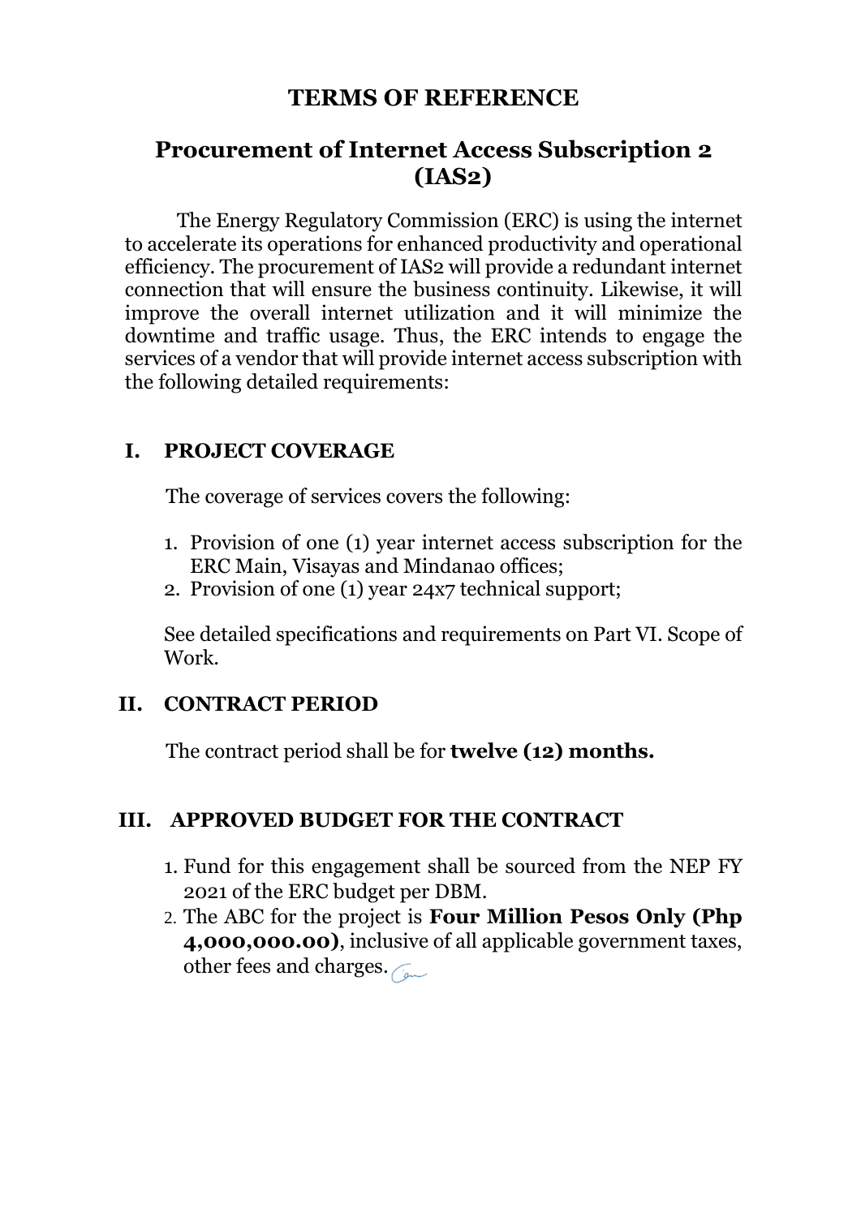# TERMS OF REFERENCE

## Procurement of Internet Access Subscription 2 (IAS2)

The Energy Regulatory Commission (ERC) is using the internet to accelerate its operations for enhanced productivity and operational efficiency. The procurement of IAS2 will provide a redundant internet connection that will ensure the business continuity. Likewise, it will improve the overall internet utilization and it will minimize the downtime and traffic usage. Thus, the ERC intends to engage the services of a vendor that will provide internet access subscription with the following detailed requirements:

### I. PROJECT COVERAGE

The coverage of services covers the following:

1. Provision of one (1) year internet access subscription for the ERC Main, Visayas and Mindanao offices;
2. Provision of one (1) year 24x7 technical support;

See detailed specifications and requirements on Part VI. Scope of Work.

### II. CONTRACT PERIOD

The contract period shall be for **twelve (12) months.**

### III. APPROVED BUDGET FOR THE CONTRACT

1. Fund for this engagement shall be sourced from the NEP FY 2021 of the ERC budget per DBM.
2. The ABC for the project is **Four Million Pesos Only (Php 4,000,000.00)**, inclusive of all applicable government taxes, other fees and charges.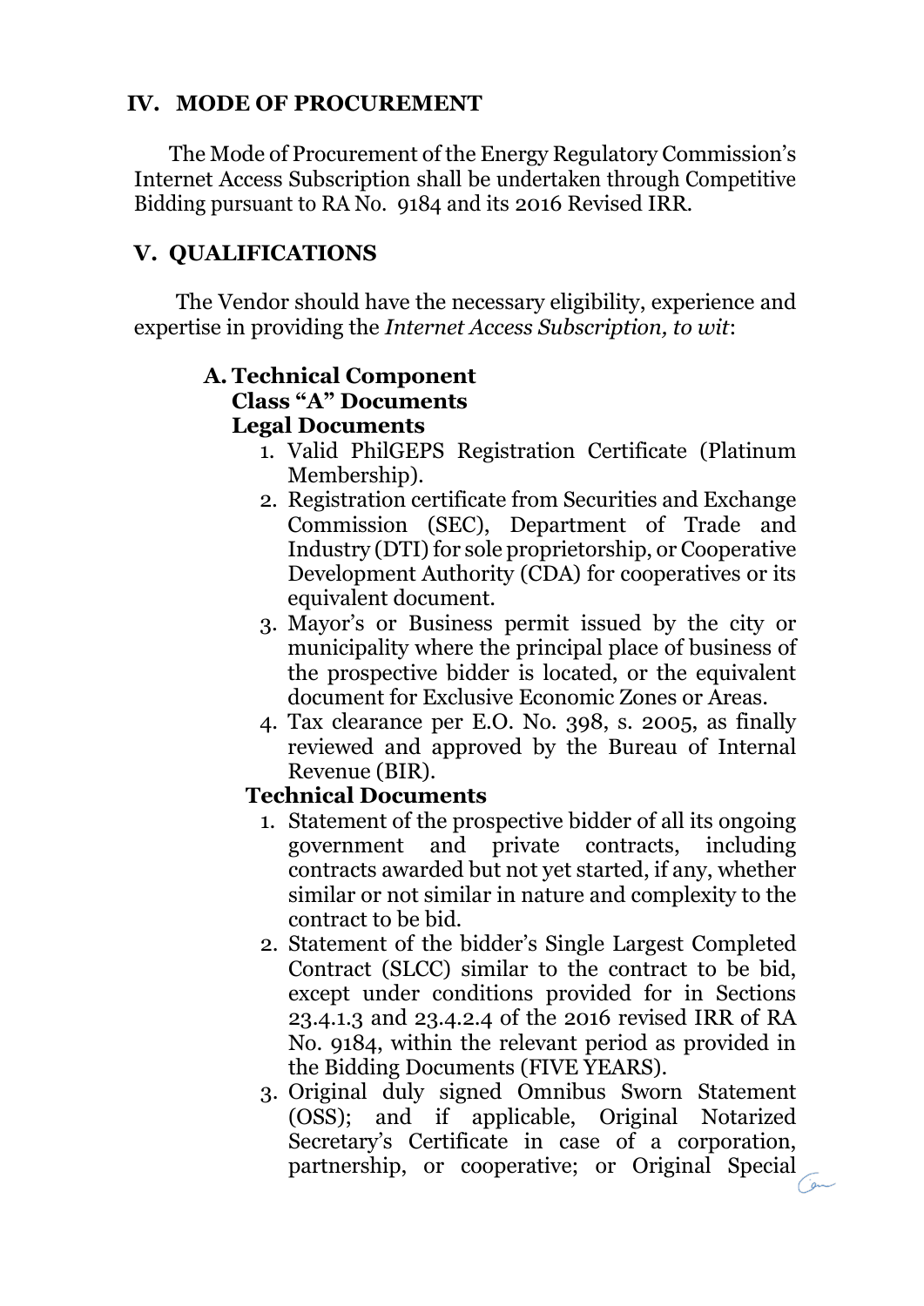## IV. MODE OF PROCUREMENT

The Mode of Procurement of the Energy Regulatory Commission's Internet Access Subscription shall be undertaken through Competitive Bidding pursuant to RA No. 9184 and its 2016 Revised IRR.

## V. QUALIFICATIONS

The Vendor should have the necessary eligibility, experience and expertise in providing the *Internet Access Subscription, to wit*:

### A. Technical Component

**Class "A" Documents**

**Legal Documents**

1. Valid PhilGEPS Registration Certificate (Platinum Membership).
2. Registration certificate from Securities and Exchange Commission (SEC), Department of Trade and Industry (DTI) for sole proprietorship, or Cooperative Development Authority (CDA) for cooperatives or its equivalent document.
3. Mayor's or Business permit issued by the city or municipality where the principal place of business of the prospective bidder is located, or the equivalent document for Exclusive Economic Zones or Areas.
4. Tax clearance per E.O. No. 398, s. 2005, as finally reviewed and approved by the Bureau of Internal Revenue (BIR).

**Technical Documents**

1. Statement of the prospective bidder of all its ongoing government and private contracts, including contracts awarded but not yet started, if any, whether similar or not similar in nature and complexity to the contract to be bid.
2. Statement of the bidder's Single Largest Completed Contract (SLCC) similar to the contract to be bid, except under conditions provided for in Sections 23.4.1.3 and 23.4.2.4 of the 2016 revised IRR of RA No. 9184, within the relevant period as provided in the Bidding Documents (FIVE YEARS).
3. Original duly signed Omnibus Sworn Statement (OSS); and if applicable, Original Notarized Secretary's Certificate in case of a corporation, partnership, or cooperative; or Original Special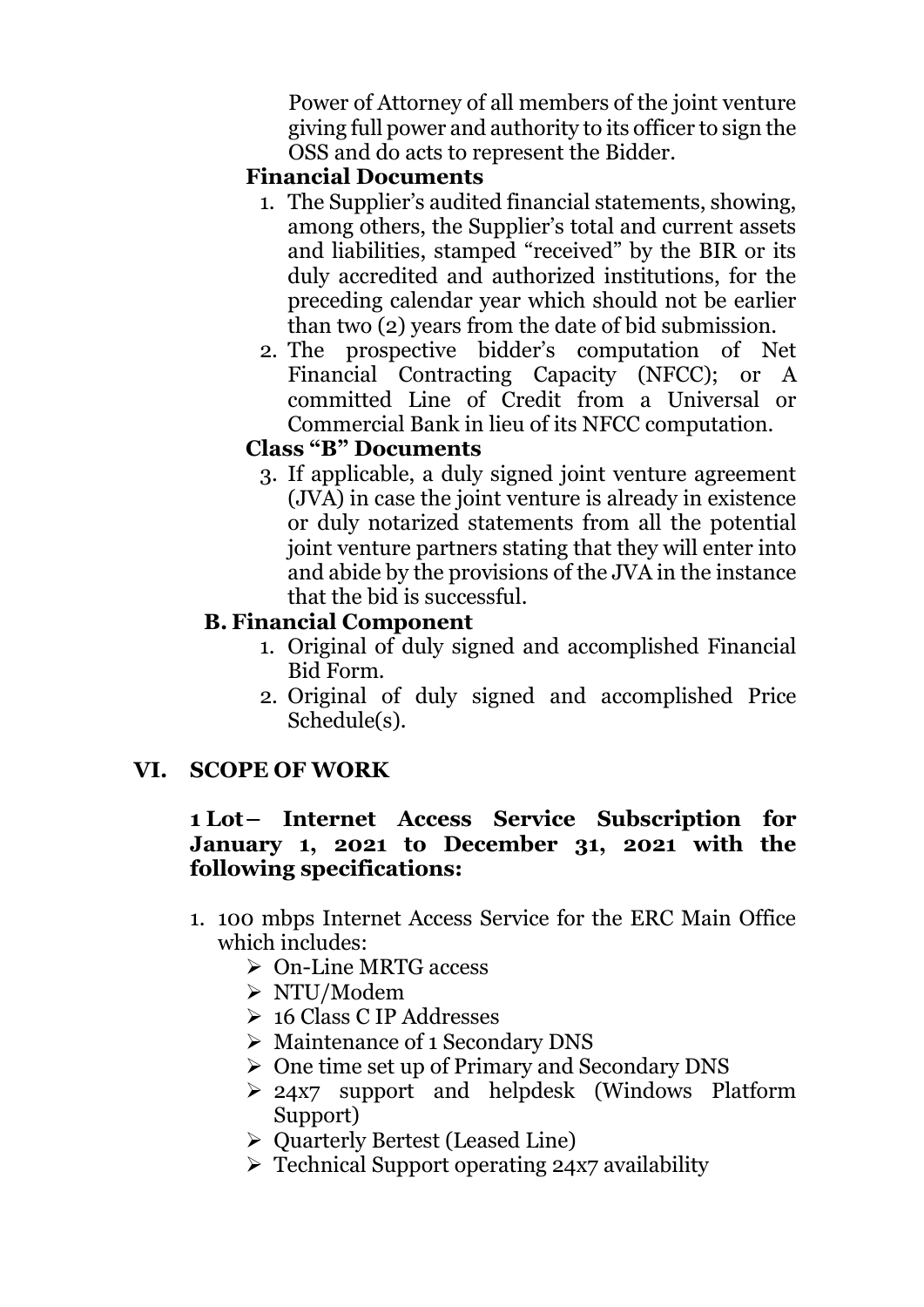Power of Attorney of all members of the joint venture giving full power and authority to its officer to sign the OSS and do acts to represent the Bidder.

**Financial Documents**

1. The Supplier's audited financial statements, showing, among others, the Supplier's total and current assets and liabilities, stamped "received" by the BIR or its duly accredited and authorized institutions, for the preceding calendar year which should not be earlier than two (2) years from the date of bid submission.
2. The prospective bidder's computation of Net Financial Contracting Capacity (NFCC); or A committed Line of Credit from a Universal or Commercial Bank in lieu of its NFCC computation.

**Class "B" Documents**

3. If applicable, a duly signed joint venture agreement (JVA) in case the joint venture is already in existence or duly notarized statements from all the potential joint venture partners stating that they will enter into and abide by the provisions of the JVA in the instance that the bid is successful.

**B. Financial Component**

1. Original of duly signed and accomplished Financial Bid Form.
2. Original of duly signed and accomplished Price Schedule(s).

## VI. SCOPE OF WORK

**1 Lot– Internet Access Service Subscription for January 1, 2021 to December 31, 2021 with the following specifications:**

1. 100 mbps Internet Access Service for the ERC Main Office which includes:
   - On-Line MRTG access
   - NTU/Modem
   - 16 Class C IP Addresses
   - Maintenance of 1 Secondary DNS
   - One time set up of Primary and Secondary DNS
   - 24x7 support and helpdesk (Windows Platform Support)
   - Quarterly Bertest (Leased Line)
   - Technical Support operating 24x7 availability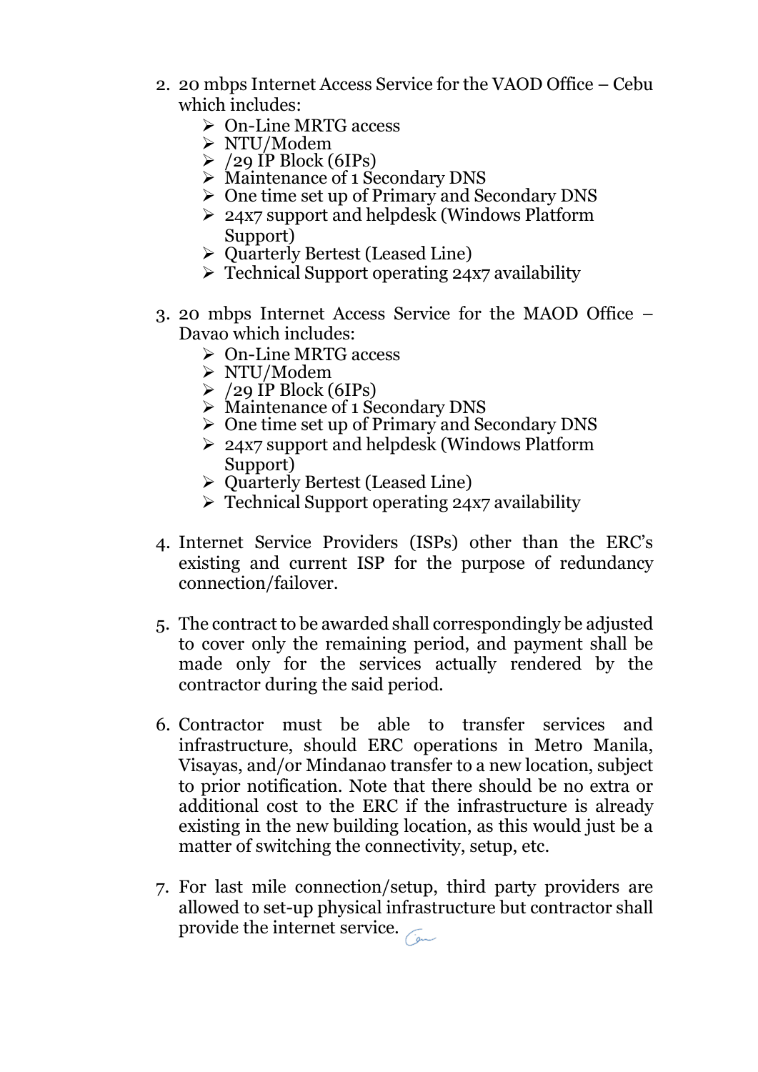2. 20 mbps Internet Access Service for the VAOD Office – Cebu which includes:
   - On-Line MRTG access
   - NTU/Modem
   - /29 IP Block (6IPs)
   - Maintenance of 1 Secondary DNS
   - One time set up of Primary and Secondary DNS
   - 24x7 support and helpdesk (Windows Platform Support)
   - Quarterly Bertest (Leased Line)
   - Technical Support operating 24x7 availability

3. 20 mbps Internet Access Service for the MAOD Office – Davao which includes:
   - On-Line MRTG access
   - NTU/Modem
   - /29 IP Block (6IPs)
   - Maintenance of 1 Secondary DNS
   - One time set up of Primary and Secondary DNS
   - 24x7 support and helpdesk (Windows Platform Support)
   - Quarterly Bertest (Leased Line)
   - Technical Support operating 24x7 availability

4. Internet Service Providers (ISPs) other than the ERC's existing and current ISP for the purpose of redundancy connection/failover.

5. The contract to be awarded shall correspondingly be adjusted to cover only the remaining period, and payment shall be made only for the services actually rendered by the contractor during the said period.

6. Contractor must be able to transfer services and infrastructure, should ERC operations in Metro Manila, Visayas, and/or Mindanao transfer to a new location, subject to prior notification. Note that there should be no extra or additional cost to the ERC if the infrastructure is already existing in the new building location, as this would just be a matter of switching the connectivity, setup, etc.

7. For last mile connection/setup, third party providers are allowed to set-up physical infrastructure but contractor shall provide the internet service.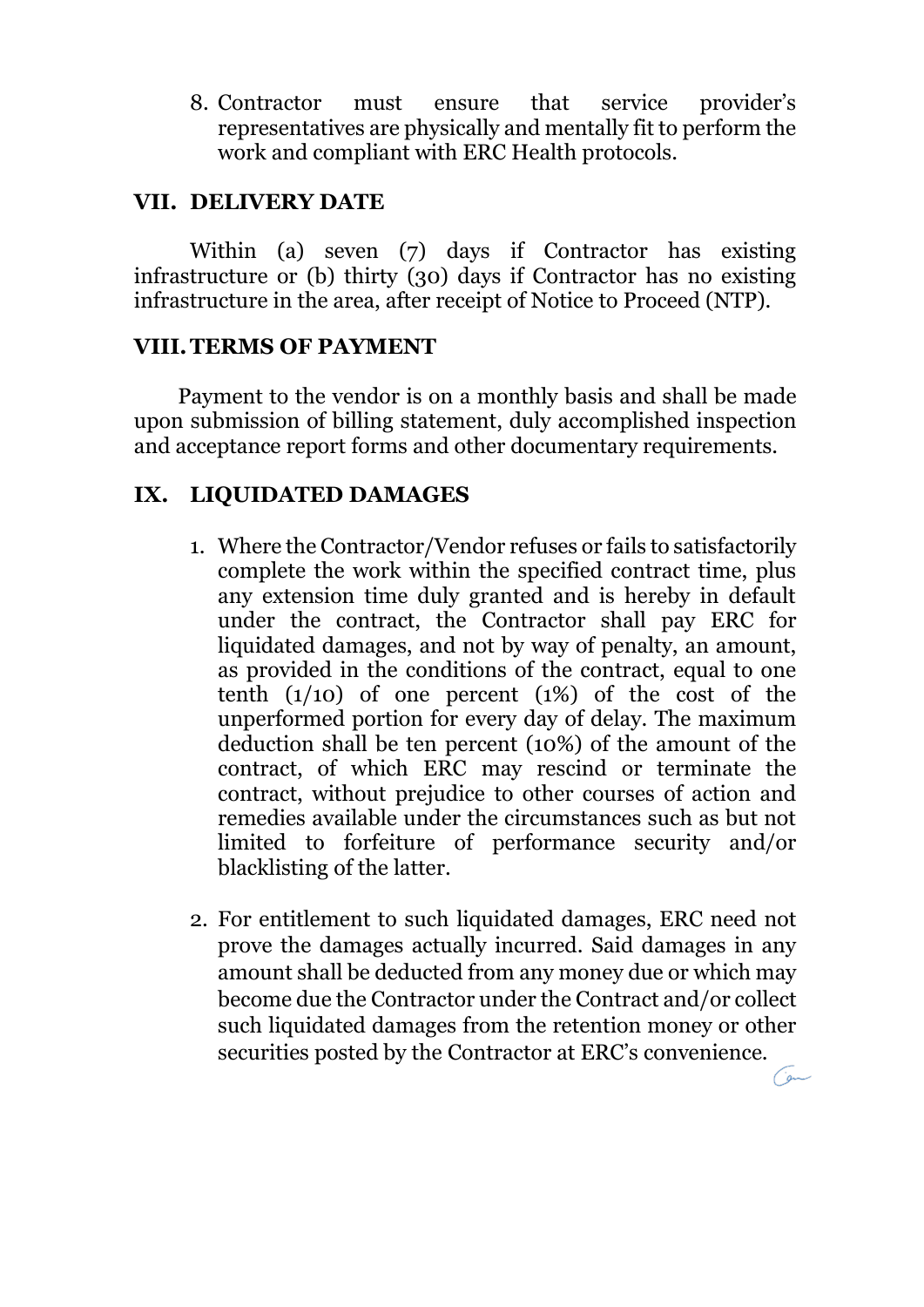8. Contractor must ensure that service provider's representatives are physically and mentally fit to perform the work and compliant with ERC Health protocols.

## VII. DELIVERY DATE

Within (a) seven (7) days if Contractor has existing infrastructure or (b) thirty (30) days if Contractor has no existing infrastructure in the area, after receipt of Notice to Proceed (NTP).

## VIII. TERMS OF PAYMENT

Payment to the vendor is on a monthly basis and shall be made upon submission of billing statement, duly accomplished inspection and acceptance report forms and other documentary requirements.

## IX. LIQUIDATED DAMAGES

1. Where the Contractor/Vendor refuses or fails to satisfactorily complete the work within the specified contract time, plus any extension time duly granted and is hereby in default under the contract, the Contractor shall pay ERC for liquidated damages, and not by way of penalty, an amount, as provided in the conditions of the contract, equal to one tenth (1/10) of one percent (1%) of the cost of the unperformed portion for every day of delay. The maximum deduction shall be ten percent (10%) of the amount of the contract, of which ERC may rescind or terminate the contract, without prejudice to other courses of action and remedies available under the circumstances such as but not limited to forfeiture of performance security and/or blacklisting of the latter.

2. For entitlement to such liquidated damages, ERC need not prove the damages actually incurred. Said damages in any amount shall be deducted from any money due or which may become due the Contractor under the Contract and/or collect such liquidated damages from the retention money or other securities posted by the Contractor at ERC's convenience.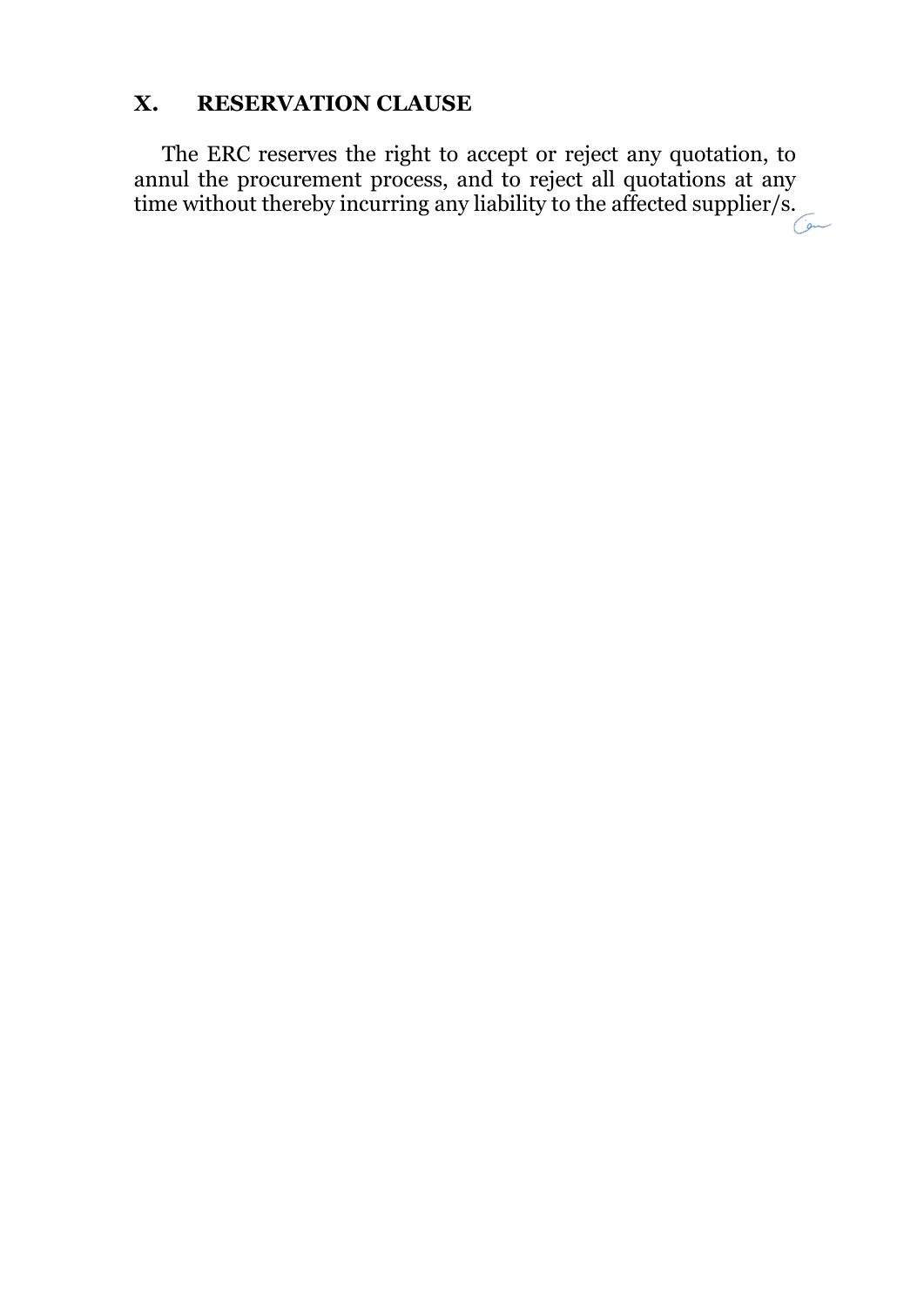## X. RESERVATION CLAUSE

The ERC reserves the right to accept or reject any quotation, to annul the procurement process, and to reject all quotations at any time without thereby incurring any liability to the affected supplier/s.